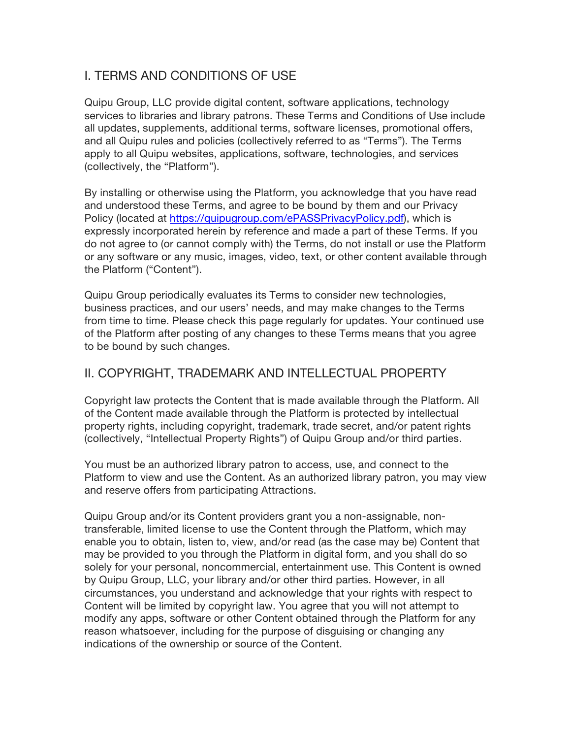## I. TERMS AND CONDITIONS OF USE

Quipu Group, LLC provide digital content, software applications, technology services to libraries and library patrons. These Terms and Conditions of Use include all updates, supplements, additional terms, software licenses, promotional offers, and all Quipu rules and policies (collectively referred to as "Terms"). The Terms apply to all Quipu websites, applications, software, technologies, and services (collectively, the "Platform").

By installing or otherwise using the Platform, you acknowledge that you have read and understood these Terms, and agree to be bound by them and our Privacy Policy (located at [https://quipugroup.com/ePASSPrivacyPolicy.pdf](https://quipugroup.com/ePASSPrivacyPolicy.pdf)), which is expressly incorporated herein by reference and made a part of these Terms. If you do not agree to (or cannot comply with) the Terms, do not install or use the Platform or any software or any music, images, video, text, or other content available through the Platform ("Content").

Quipu Group periodically evaluates its Terms to consider new technologies, business practices, and our users' needs, and may make changes to the Terms from time to time. Please check this page regularly for updates. Your continued use of the Platform after posting of any changes to these Terms means that you agree to be bound by such changes.

## II. COPYRIGHT, TRADEMARK AND INTELLECTUAL PROPERTY

Copyright law protects the Content that is made available through the Platform. All of the Content made available through the Platform is protected by intellectual property rights, including copyright, trademark, trade secret, and/or patent rights (collectively, "Intellectual Property Rights") of Quipu Group and/or third parties.

You must be an authorized library patron to access, use, and connect to the Platform to view and use the Content. As an authorized library patron, you may view and reserve offers from participating Attractions.

Quipu Group and/or its Content providers grant you a non-assignable, non-transferable, limited license to use the Content through the Platform, which may enable you to obtain, listen to, view, and/or read (as the case may be) Content that may be provided to you through the Platform in digital form, and you shall do so solely for your personal, noncommercial, entertainment use. This Content is owned by Quipu Group, LLC, your library and/or other third parties. However, in all circumstances, you understand and acknowledge that your rights with respect to Content will be limited by copyright law. You agree that you will not attempt to modify any apps, software or other Content obtained through the Platform for any reason whatsoever, including for the purpose of disguising or changing any indications of the ownership or source of the Content.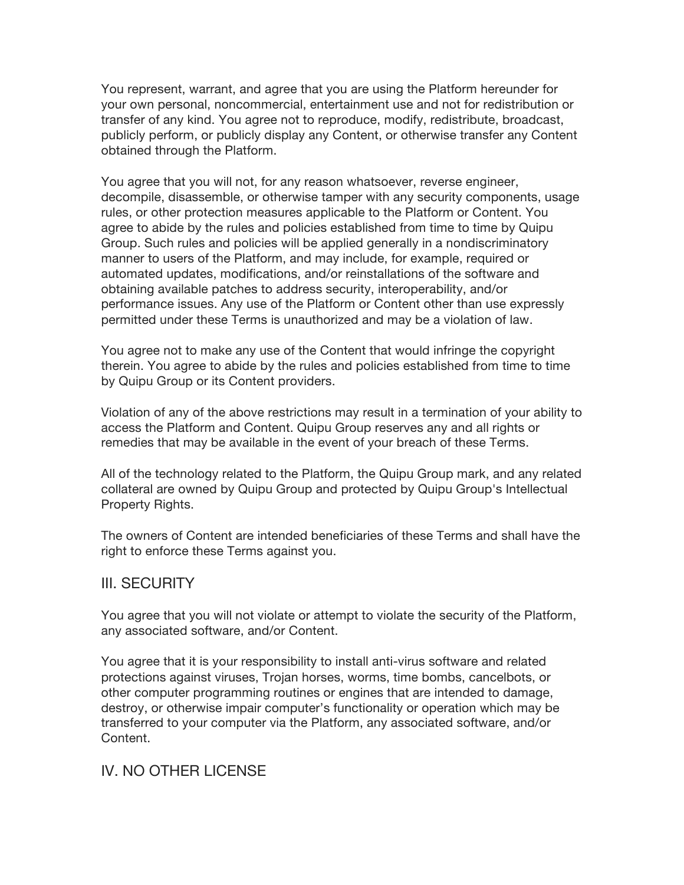You represent, warrant, and agree that you are using the Platform hereunder for your own personal, noncommercial, entertainment use and not for redistribution or transfer of any kind. You agree not to reproduce, modify, redistribute, broadcast, publicly perform, or publicly display any Content, or otherwise transfer any Content obtained through the Platform.

You agree that you will not, for any reason whatsoever, reverse engineer, decompile, disassemble, or otherwise tamper with any security components, usage rules, or other protection measures applicable to the Platform or Content. You agree to abide by the rules and policies established from time to time by Quipu Group. Such rules and policies will be applied generally in a nondiscriminatory manner to users of the Platform, and may include, for example, required or automated updates, modifications, and/or reinstallations of the software and obtaining available patches to address security, interoperability, and/or performance issues. Any use of the Platform or Content other than use expressly permitted under these Terms is unauthorized and may be a violation of law.

You agree not to make any use of the Content that would infringe the copyright therein. You agree to abide by the rules and policies established from time to time by Quipu Group or its Content providers.

Violation of any of the above restrictions may result in a termination of your ability to access the Platform and Content. Quipu Group reserves any and all rights or remedies that may be available in the event of your breach of these Terms.

All of the technology related to the Platform, the Quipu Group mark, and any related collateral are owned by Quipu Group and protected by Quipu Group's Intellectual Property Rights.

The owners of Content are intended beneficiaries of these Terms and shall have the right to enforce these Terms against you.

## III. SECURITY

You agree that you will not violate or attempt to violate the security of the Platform, any associated software, and/or Content.

You agree that it is your responsibility to install anti-virus software and related protections against viruses, Trojan horses, worms, time bombs, cancelbots, or other computer programming routines or engines that are intended to damage, destroy, or otherwise impair computer's functionality or operation which may be transferred to your computer via the Platform, any associated software, and/or Content.

## IV. NO OTHER LICENSE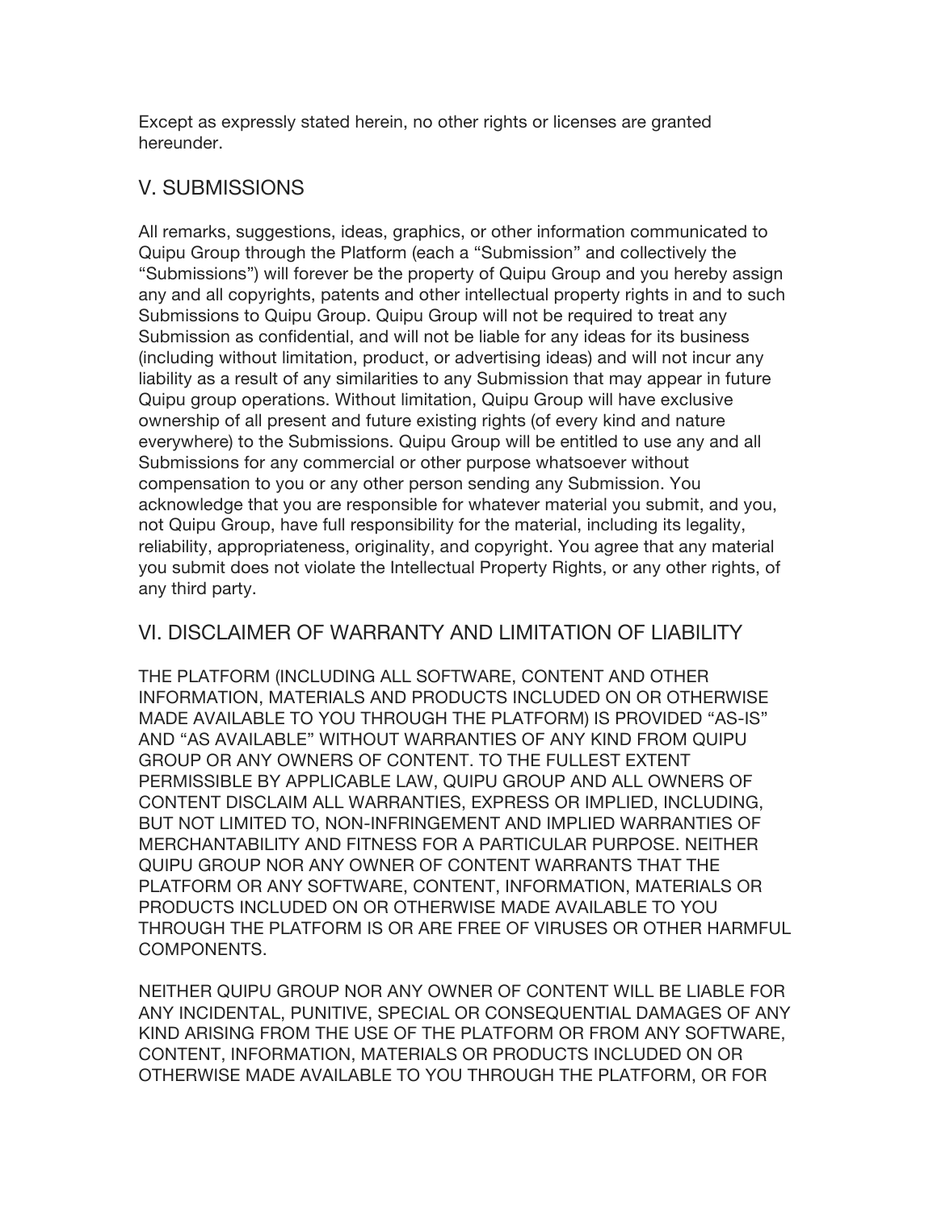Except as expressly stated herein, no other rights or licenses are granted hereunder.

## V. SUBMISSIONS

All remarks, suggestions, ideas, graphics, or other information communicated to Quipu Group through the Platform (each a "Submission" and collectively the "Submissions") will forever be the property of Quipu Group and you hereby assign any and all copyrights, patents and other intellectual property rights in and to such Submissions to Quipu Group. Quipu Group will not be required to treat any Submission as confidential, and will not be liable for any ideas for its business (including without limitation, product, or advertising ideas) and will not incur any liability as a result of any similarities to any Submission that may appear in future Quipu group operations. Without limitation, Quipu Group will have exclusive ownership of all present and future existing rights (of every kind and nature everywhere) to the Submissions. Quipu Group will be entitled to use any and all Submissions for any commercial or other purpose whatsoever without compensation to you or any other person sending any Submission. You acknowledge that you are responsible for whatever material you submit, and you, not Quipu Group, have full responsibility for the material, including its legality, reliability, appropriateness, originality, and copyright. You agree that any material you submit does not violate the Intellectual Property Rights, or any other rights, of any third party.

## VI. DISCLAIMER OF WARRANTY AND LIMITATION OF LIABILITY

THE PLATFORM (INCLUDING ALL SOFTWARE, CONTENT AND OTHER INFORMATION, MATERIALS AND PRODUCTS INCLUDED ON OR OTHERWISE MADE AVAILABLE TO YOU THROUGH THE PLATFORM) IS PROVIDED "AS-IS" AND "AS AVAILABLE" WITHOUT WARRANTIES OF ANY KIND FROM QUIPU GROUP OR ANY OWNERS OF CONTENT. TO THE FULLEST EXTENT PERMISSIBLE BY APPLICABLE LAW, QUIPU GROUP AND ALL OWNERS OF CONTENT DISCLAIM ALL WARRANTIES, EXPRESS OR IMPLIED, INCLUDING, BUT NOT LIMITED TO, NON-INFRINGEMENT AND IMPLIED WARRANTIES OF MERCHANTABILITY AND FITNESS FOR A PARTICULAR PURPOSE. NEITHER QUIPU GROUP NOR ANY OWNER OF CONTENT WARRANTS THAT THE PLATFORM OR ANY SOFTWARE, CONTENT, INFORMATION, MATERIALS OR PRODUCTS INCLUDED ON OR OTHERWISE MADE AVAILABLE TO YOU THROUGH THE PLATFORM IS OR ARE FREE OF VIRUSES OR OTHER HARMFUL COMPONENTS.

NEITHER QUIPU GROUP NOR ANY OWNER OF CONTENT WILL BE LIABLE FOR ANY INCIDENTAL, PUNITIVE, SPECIAL OR CONSEQUENTIAL DAMAGES OF ANY KIND ARISING FROM THE USE OF THE PLATFORM OR FROM ANY SOFTWARE, CONTENT, INFORMATION, MATERIALS OR PRODUCTS INCLUDED ON OR OTHERWISE MADE AVAILABLE TO YOU THROUGH THE PLATFORM, OR FOR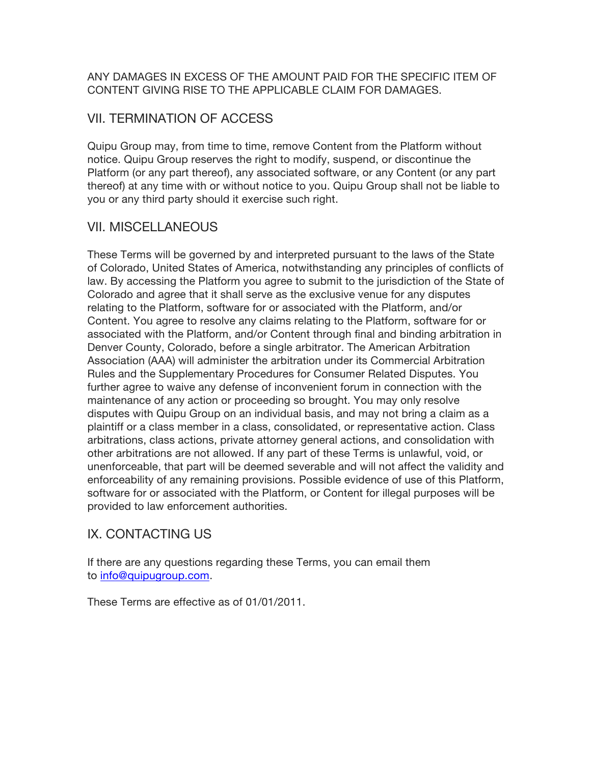ANY DAMAGES IN EXCESS OF THE AMOUNT PAID FOR THE SPECIFIC ITEM OF CONTENT GIVING RISE TO THE APPLICABLE CLAIM FOR DAMAGES.

## VII. TERMINATION OF ACCESS

Quipu Group may, from time to time, remove Content from the Platform without notice. Quipu Group reserves the right to modify, suspend, or discontinue the Platform (or any part thereof), any associated software, or any Content (or any part thereof) at any time with or without notice to you. Quipu Group shall not be liable to you or any third party should it exercise such right.

## VII. MISCELLANEOUS

These Terms will be governed by and interpreted pursuant to the laws of the State of Colorado, United States of America, notwithstanding any principles of conflicts of law. By accessing the Platform you agree to submit to the jurisdiction of the State of Colorado and agree that it shall serve as the exclusive venue for any disputes relating to the Platform, software for or associated with the Platform, and/or Content. You agree to resolve any claims relating to the Platform, software for or associated with the Platform, and/or Content through final and binding arbitration in Denver County, Colorado, before a single arbitrator. The American Arbitration Association (AAA) will administer the arbitration under its Commercial Arbitration Rules and the Supplementary Procedures for Consumer Related Disputes. You further agree to waive any defense of inconvenient forum in connection with the maintenance of any action or proceeding so brought. You may only resolve disputes with Quipu Group on an individual basis, and may not bring a claim as a plaintiff or a class member in a class, consolidated, or representative action. Class arbitrations, class actions, private attorney general actions, and consolidation with other arbitrations are not allowed. If any part of these Terms is unlawful, void, or unenforceable, that part will be deemed severable and will not affect the validity and enforceability of any remaining provisions. Possible evidence of use of this Platform, software for or associated with the Platform, or Content for illegal purposes will be provided to law enforcement authorities.

## IX. CONTACTING US

If there are any questions regarding these Terms, you can email them to [info@quipugroup.com](mailto:info@quipugroup.com).

These Terms are effective as of 01/01/2011.